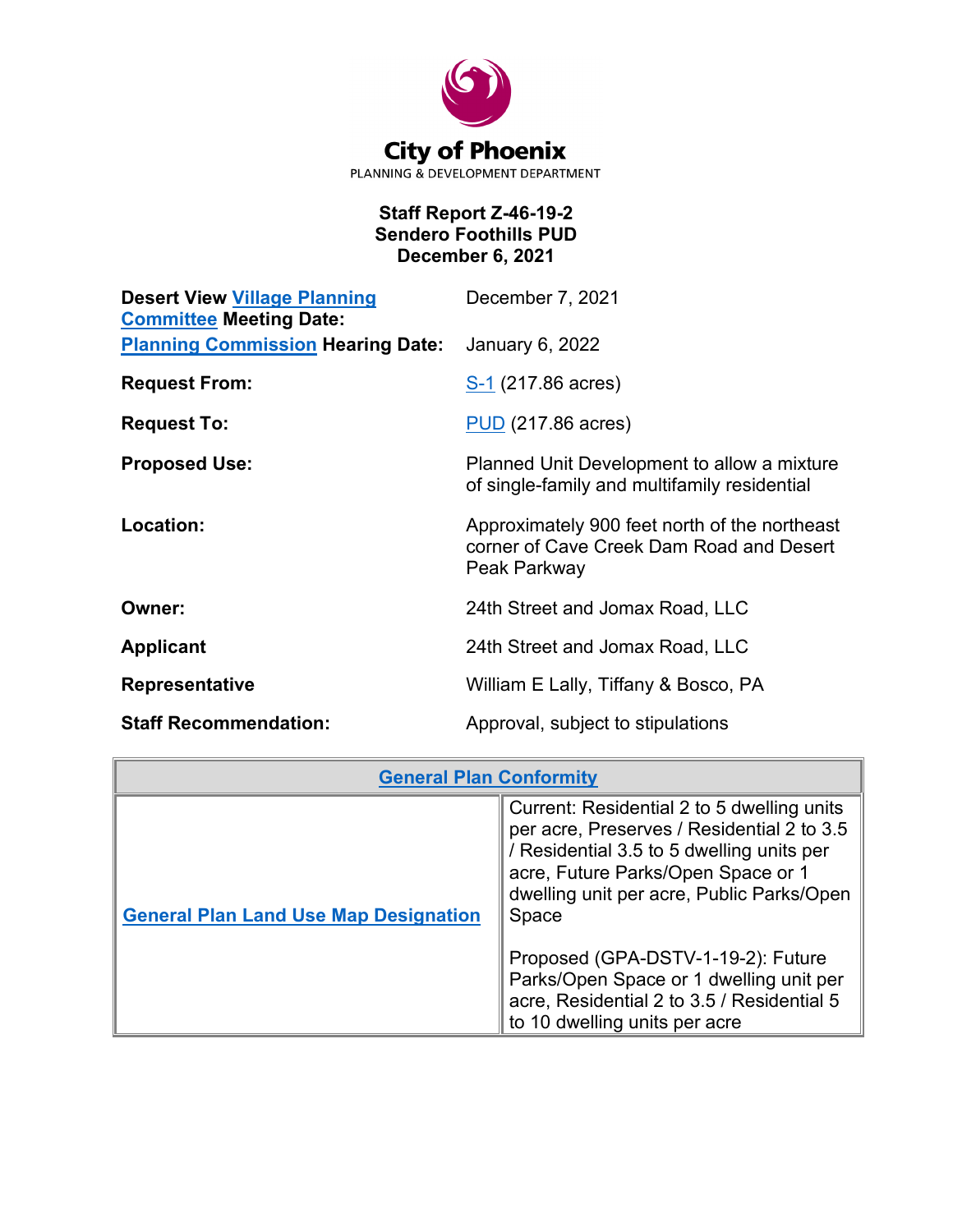# City of Phoenix

PLANNING & DEVELOPMENT DEPARTMENT

**Staff Report Z-46-19-2**
**Sendero Foothills PUD**
**December 6, 2021**

| | |
|---|---|
| **Desert View Village Planning Committee Meeting Date:** | December 7, 2021 |
| **Planning Commission Hearing Date:** | January 6, 2022 |
| **Request From:** | S-1 (217.86 acres) |
| **Request To:** | PUD (217.86 acres) |
| **Proposed Use:** | Planned Unit Development to allow a mixture of single-family and multifamily residential |
| **Location:** | Approximately 900 feet north of the northeast corner of Cave Creek Dam Road and Desert Peak Parkway |
| **Owner:** | 24th Street and Jomax Road, LLC |
| **Applicant** | 24th Street and Jomax Road, LLC |
| **Representative** | William E Lally, Tiffany & Bosco, PA |
| **Staff Recommendation:** | Approval, subject to stipulations |

| General Plan Conformity | |
|---|---|
| **General Plan Land Use Map Designation** | Current: Residential 2 to 5 dwelling units per acre, Preserves / Residential 2 to 3.5 / Residential 3.5 to 5 dwelling units per acre, Future Parks/Open Space or 1 dwelling unit per acre, Public Parks/Open Space<br><br>Proposed (GPA-DSTV-1-19-2): Future Parks/Open Space or 1 dwelling unit per acre, Residential 2 to 3.5 / Residential 5 to 10 dwelling units per acre |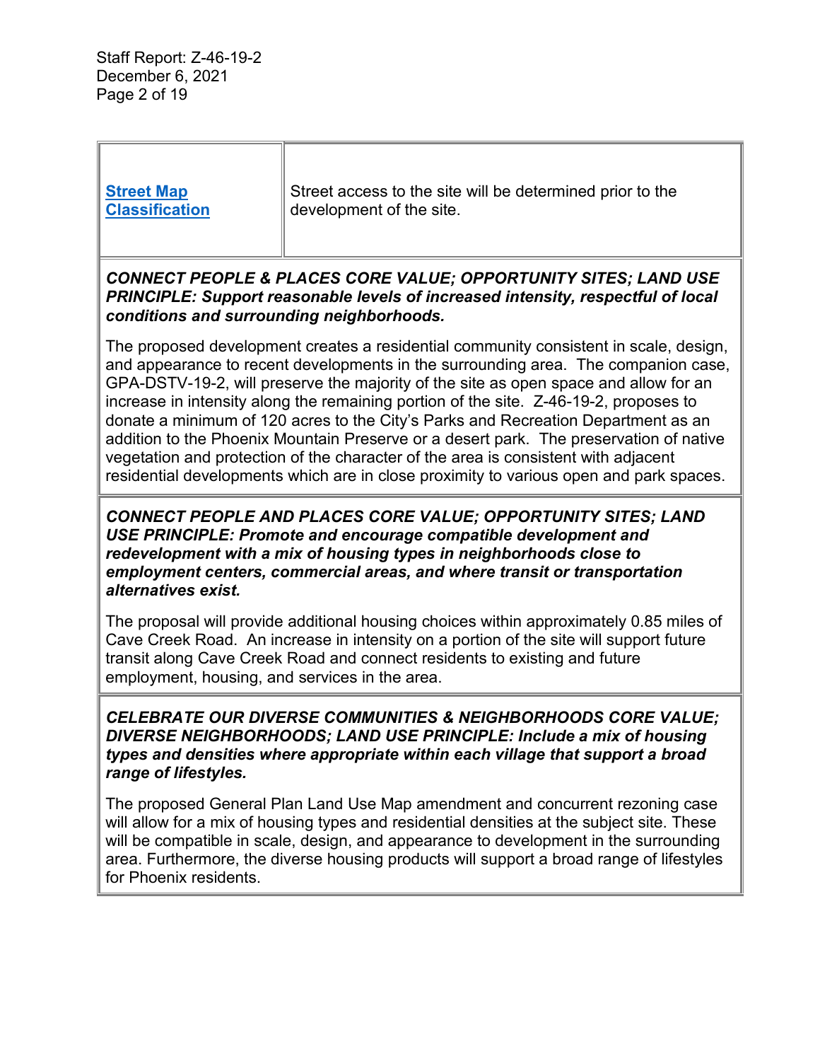| Street Map Classification | Street access to the site will be determined prior to the development of the site. |
| --- | --- |

***CONNECT PEOPLE & PLACES CORE VALUE; OPPORTUNITY SITES; LAND USE PRINCIPLE: Support reasonable levels of increased intensity, respectful of local conditions and surrounding neighborhoods.***

The proposed development creates a residential community consistent in scale, design, and appearance to recent developments in the surrounding area. The companion case, GPA-DSTV-19-2, will preserve the majority of the site as open space and allow for an increase in intensity along the remaining portion of the site. Z-46-19-2, proposes to donate a minimum of 120 acres to the City's Parks and Recreation Department as an addition to the Phoenix Mountain Preserve or a desert park. The preservation of native vegetation and protection of the character of the area is consistent with adjacent residential developments which are in close proximity to various open and park spaces.

***CONNECT PEOPLE AND PLACES CORE VALUE; OPPORTUNITY SITES; LAND USE PRINCIPLE: Promote and encourage compatible development and redevelopment with a mix of housing types in neighborhoods close to employment centers, commercial areas, and where transit or transportation alternatives exist.***

The proposal will provide additional housing choices within approximately 0.85 miles of Cave Creek Road. An increase in intensity on a portion of the site will support future transit along Cave Creek Road and connect residents to existing and future employment, housing, and services in the area.

***CELEBRATE OUR DIVERSE COMMUNITIES & NEIGHBORHOODS CORE VALUE; DIVERSE NEIGHBORHOODS; LAND USE PRINCIPLE: Include a mix of housing types and densities where appropriate within each village that support a broad range of lifestyles.***

The proposed General Plan Land Use Map amendment and concurrent rezoning case will allow for a mix of housing types and residential densities at the subject site. These will be compatible in scale, design, and appearance to development in the surrounding area. Furthermore, the diverse housing products will support a broad range of lifestyles for Phoenix residents.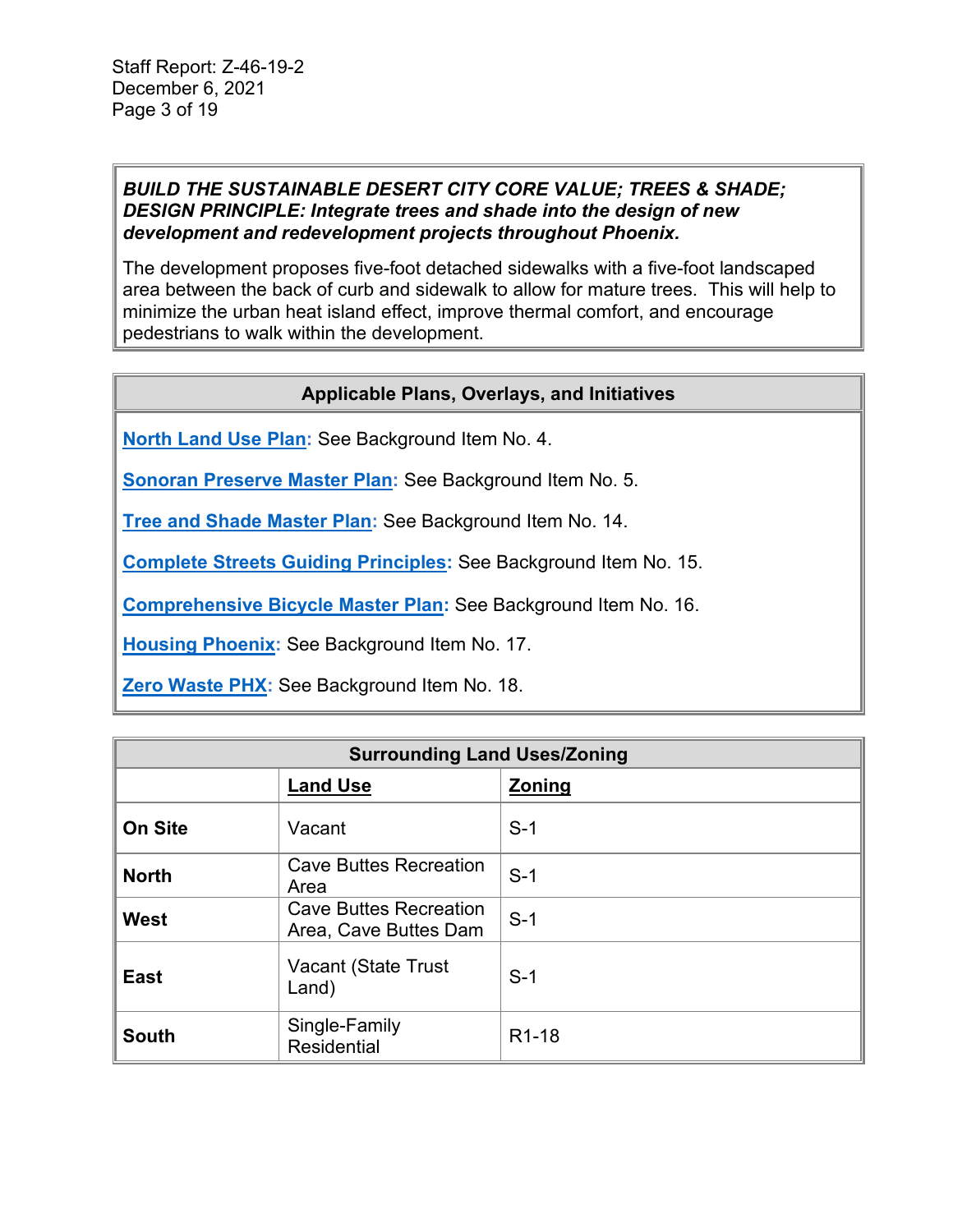***BUILD THE SUSTAINABLE DESERT CITY CORE VALUE; TREES & SHADE; DESIGN PRINCIPLE: Integrate trees and shade into the design of new development and redevelopment projects throughout Phoenix.***

The development proposes five-foot detached sidewalks with a five-foot landscaped area between the back of curb and sidewalk to allow for mature trees. This will help to minimize the urban heat island effect, improve thermal comfort, and encourage pedestrians to walk within the development.

**Applicable Plans, Overlays, and Initiatives**

North Land Use Plan: See Background Item No. 4.

Sonoran Preserve Master Plan: See Background Item No. 5.

Tree and Shade Master Plan: See Background Item No. 14.

Complete Streets Guiding Principles: See Background Item No. 15.

Comprehensive Bicycle Master Plan: See Background Item No. 16.

Housing Phoenix: See Background Item No. 17.

Zero Waste PHX: See Background Item No. 18.

**Surrounding Land Uses/Zoning**

| | Land Use | Zoning |
|---|---|---|
| **On Site** | Vacant | S-1 |
| **North** | Cave Buttes Recreation Area | S-1 |
| **West** | Cave Buttes Recreation Area, Cave Buttes Dam | S-1 |
| **East** | Vacant (State Trust Land) | S-1 |
| **South** | Single-Family Residential | R1-18 |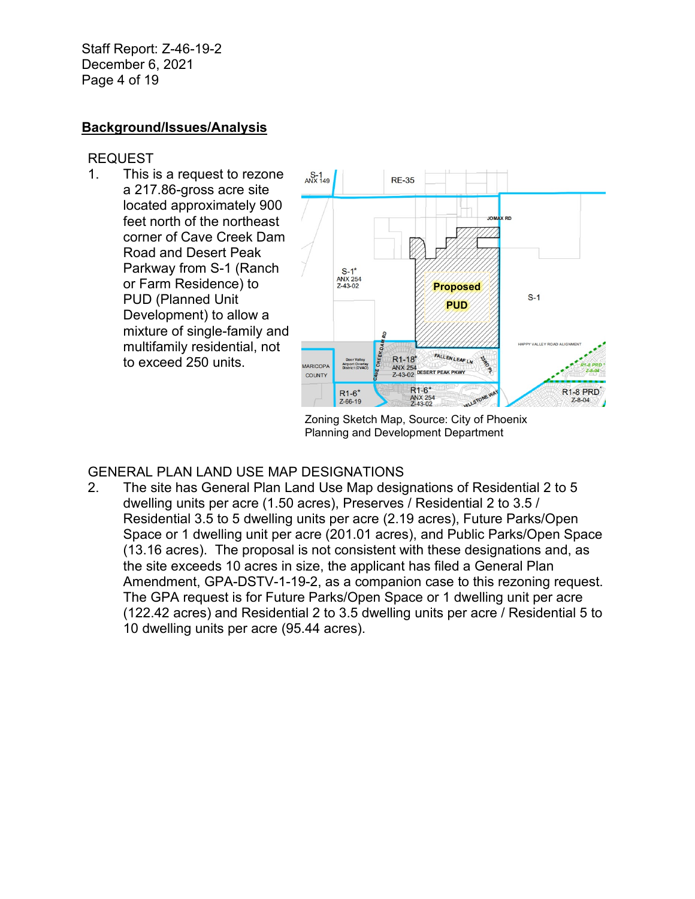## Background/Issues/Analysis

REQUEST

1. This is a request to rezone a 217.86-gross acre site located approximately 900 feet north of the northeast corner of Cave Creek Dam Road and Desert Peak Parkway from S-1 (Ranch or Farm Residence) to PUD (Planned Unit Development) to allow a mixture of single-family and multifamily residential, not to exceed 250 units.

Zoning Sketch Map, Source: City of Phoenix Planning and Development Department

GENERAL PLAN LAND USE MAP DESIGNATIONS

2. The site has General Plan Land Use Map designations of Residential 2 to 5 dwelling units per acre (1.50 acres), Preserves / Residential 2 to 3.5 / Residential 3.5 to 5 dwelling units per acre (2.19 acres), Future Parks/Open Space or 1 dwelling unit per acre (201.01 acres), and Public Parks/Open Space (13.16 acres). The proposal is not consistent with these designations and, as the site exceeds 10 acres in size, the applicant has filed a General Plan Amendment, GPA-DSTV-1-19-2, as a companion case to this rezoning request. The GPA request is for Future Parks/Open Space or 1 dwelling unit per acre (122.42 acres) and Residential 2 to 3.5 dwelling units per acre / Residential 5 to 10 dwelling units per acre (95.44 acres).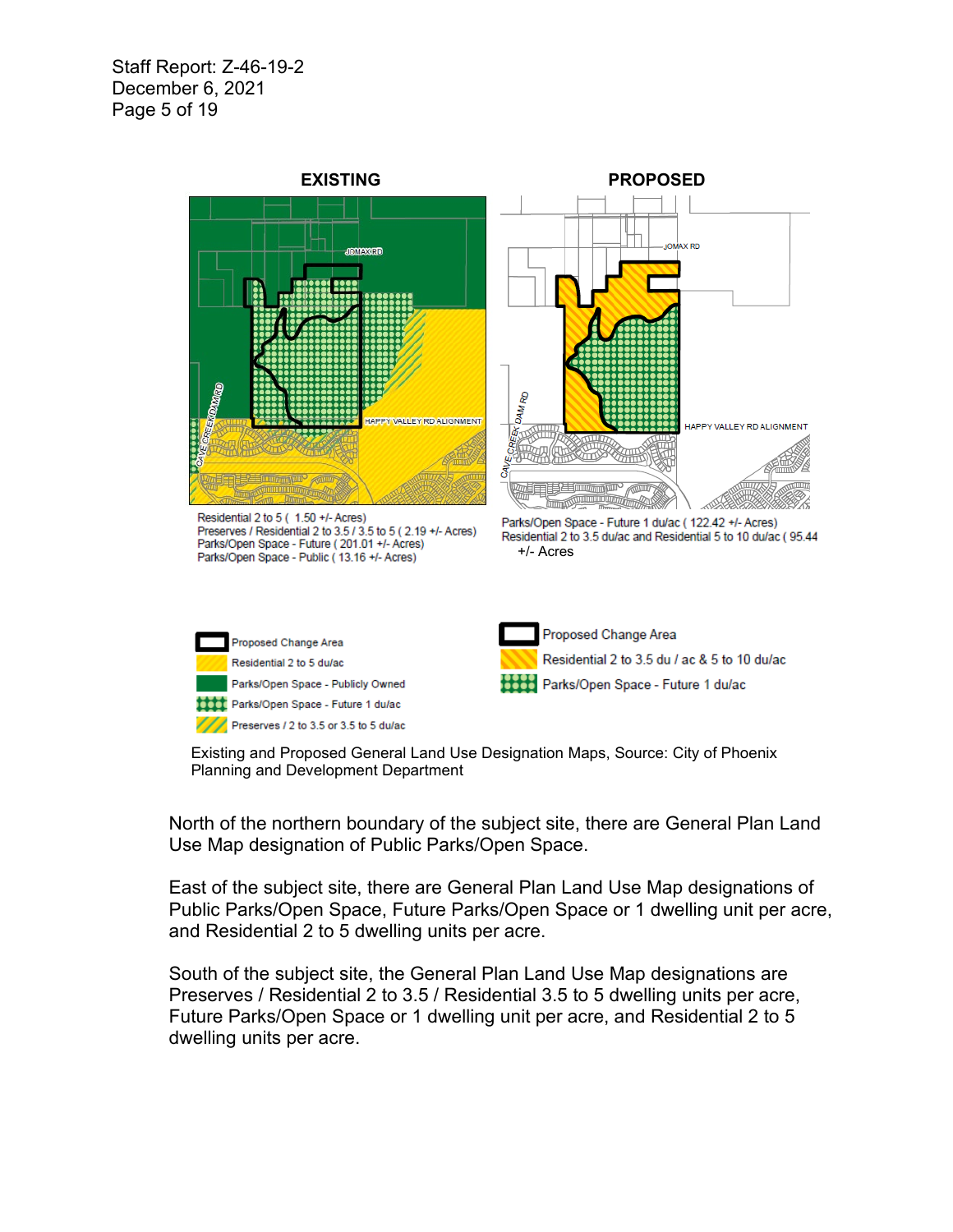**EXISTING**

Residential 2 to 5 ( 1.50 +/- Acres)
Preserves / Residential 2 to 3.5 / 3.5 to 5 ( 2.19 +/- Acres)
Parks/Open Space - Future ( 201.01 +/- Acres)
Parks/Open Space - Public ( 13.16 +/- Acres)

- Proposed Change Area
- Residential 2 to 5 du/ac
- Parks/Open Space - Publicly Owned
- Parks/Open Space - Future 1 du/ac
- Preserves / 2 to 3.5 or 3.5 to 5 du/ac

**PROPOSED**

Parks/Open Space - Future 1 du/ac ( 122.42 +/- Acres)
Residential 2 to 3.5 du/ac and Residential 5 to 10 du/ac ( 95.44 +/- Acres

- Proposed Change Area
- Residential 2 to 3.5 du / ac & 5 to 10 du/ac
- Parks/Open Space - Future 1 du/ac

Existing and Proposed General Land Use Designation Maps, Source: City of Phoenix Planning and Development Department

North of the northern boundary of the subject site, there are General Plan Land Use Map designation of Public Parks/Open Space.

East of the subject site, there are General Plan Land Use Map designations of Public Parks/Open Space, Future Parks/Open Space or 1 dwelling unit per acre, and Residential 2 to 5 dwelling units per acre.

South of the subject site, the General Plan Land Use Map designations are Preserves / Residential 2 to 3.5 / Residential 3.5 to 5 dwelling units per acre, Future Parks/Open Space or 1 dwelling unit per acre, and Residential 2 to 5 dwelling units per acre.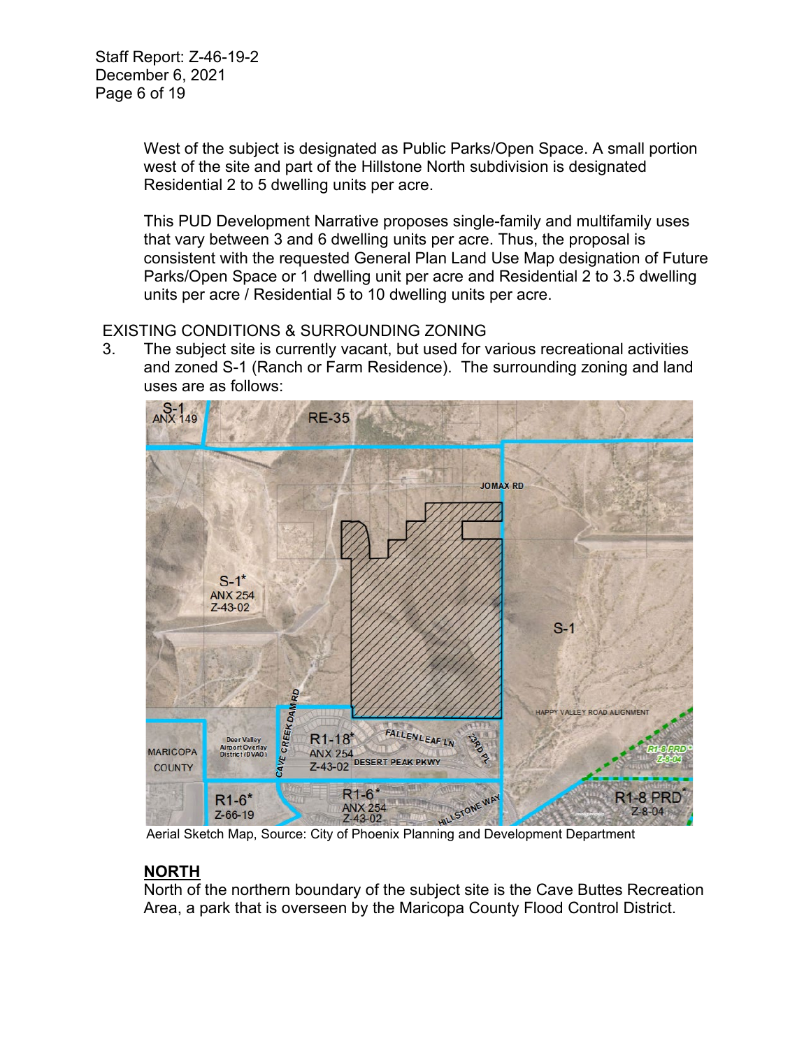West of the subject is designated as Public Parks/Open Space. A small portion west of the site and part of the Hillstone North subdivision is designated Residential 2 to 5 dwelling units per acre.

This PUD Development Narrative proposes single-family and multifamily uses that vary between 3 and 6 dwelling units per acre. Thus, the proposal is consistent with the requested General Plan Land Use Map designation of Future Parks/Open Space or 1 dwelling unit per acre and Residential 2 to 3.5 dwelling units per acre / Residential 5 to 10 dwelling units per acre.

EXISTING CONDITIONS & SURROUNDING ZONING

3. The subject site is currently vacant, but used for various recreational activities and zoned S-1 (Ranch or Farm Residence). The surrounding zoning and land uses are as follows:

Aerial Sketch Map, Source: City of Phoenix Planning and Development Department

**NORTH**

North of the northern boundary of the subject site is the Cave Buttes Recreation Area, a park that is overseen by the Maricopa County Flood Control District.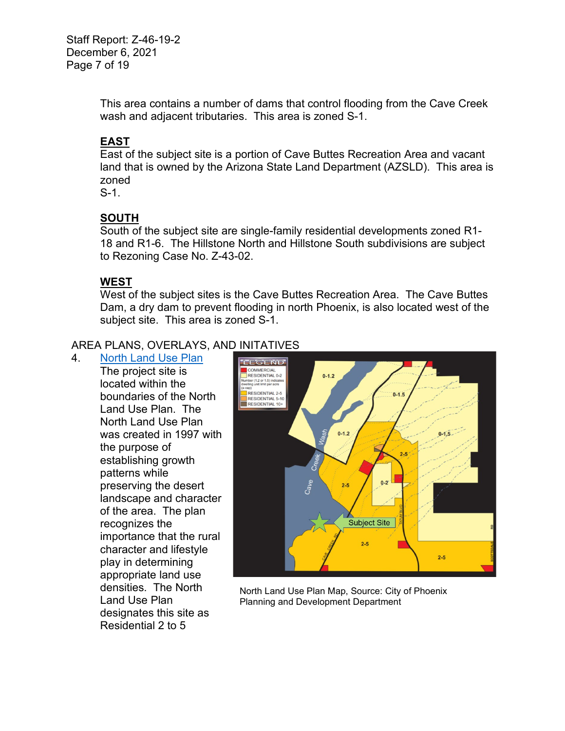This area contains a number of dams that control flooding from the Cave Creek wash and adjacent tributaries. This area is zoned S-1.

**EAST**

East of the subject site is a portion of Cave Buttes Recreation Area and vacant land that is owned by the Arizona State Land Department (AZSLD). This area is zoned S-1.

**SOUTH**

South of the subject site are single-family residential developments zoned R1-18 and R1-6. The Hillstone North and Hillstone South subdivisions are subject to Rezoning Case No. Z-43-02.

**WEST**

West of the subject sites is the Cave Buttes Recreation Area. The Cave Buttes Dam, a dry dam to prevent flooding in north Phoenix, is also located west of the subject site. This area is zoned S-1.

AREA PLANS, OVERLAYS, AND INITATIVES

4. [North Land Use Plan]

The project site is located within the boundaries of the North Land Use Plan. The North Land Use Plan was created in 1997 with the purpose of establishing growth patterns while preserving the desert landscape and character of the area. The plan recognizes the importance that the rural character and lifestyle play in determining appropriate land use densities. The North Land Use Plan designates this site as Residential 2 to 5

North Land Use Plan Map, Source: City of Phoenix Planning and Development Department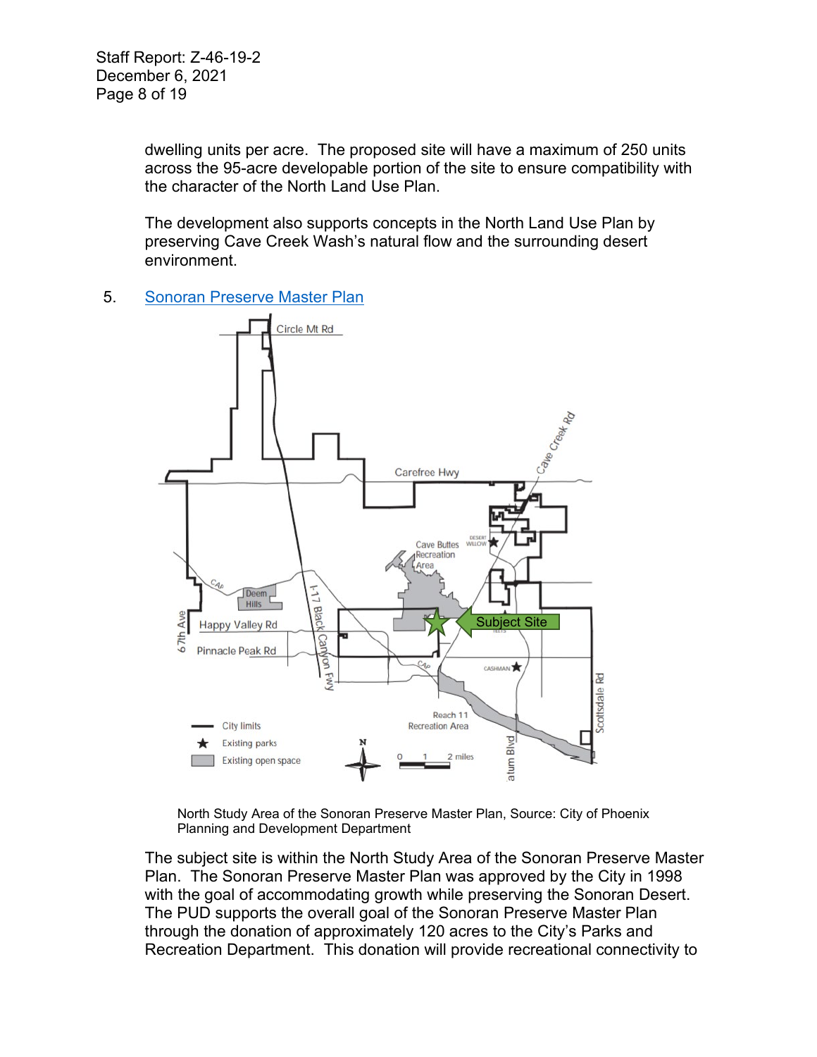dwelling units per acre. The proposed site will have a maximum of 250 units across the 95-acre developable portion of the site to ensure compatibility with the character of the North Land Use Plan.

The development also supports concepts in the North Land Use Plan by preserving Cave Creek Wash's natural flow and the surrounding desert environment.

5. [Sonoran Preserve Master Plan]

North Study Area of the Sonoran Preserve Master Plan, Source: City of Phoenix Planning and Development Department

The subject site is within the North Study Area of the Sonoran Preserve Master Plan. The Sonoran Preserve Master Plan was approved by the City in 1998 with the goal of accommodating growth while preserving the Sonoran Desert. The PUD supports the overall goal of the Sonoran Preserve Master Plan through the donation of approximately 120 acres to the City's Parks and Recreation Department. This donation will provide recreational connectivity to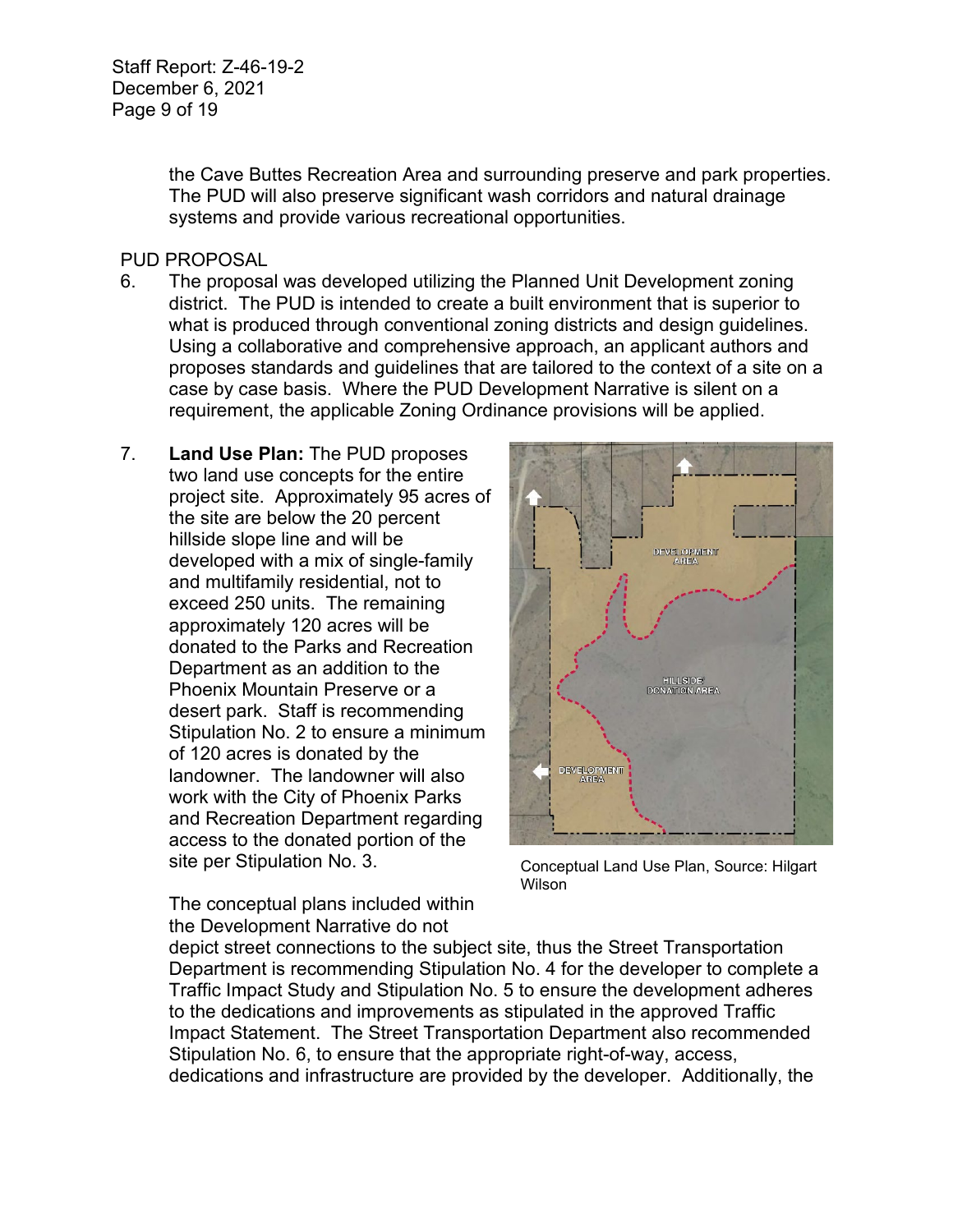the Cave Buttes Recreation Area and surrounding preserve and park properties. The PUD will also preserve significant wash corridors and natural drainage systems and provide various recreational opportunities.

PUD PROPOSAL

6. The proposal was developed utilizing the Planned Unit Development zoning district. The PUD is intended to create a built environment that is superior to what is produced through conventional zoning districts and design guidelines. Using a collaborative and comprehensive approach, an applicant authors and proposes standards and guidelines that are tailored to the context of a site on a case by case basis. Where the PUD Development Narrative is silent on a requirement, the applicable Zoning Ordinance provisions will be applied.

7. **Land Use Plan:** The PUD proposes two land use concepts for the entire project site. Approximately 95 acres of the site are below the 20 percent hillside slope line and will be developed with a mix of single-family and multifamily residential, not to exceed 250 units. The remaining approximately 120 acres will be donated to the Parks and Recreation Department as an addition to the Phoenix Mountain Preserve or a desert park. Staff is recommending Stipulation No. 2 to ensure a minimum of 120 acres is donated by the landowner. The landowner will also work with the City of Phoenix Parks and Recreation Department regarding access to the donated portion of the site per Stipulation No. 3.

   Conceptual Land Use Plan, Source: Hilgart Wilson

   The conceptual plans included within the Development Narrative do not depict street connections to the subject site, thus the Street Transportation Department is recommending Stipulation No. 4 for the developer to complete a Traffic Impact Study and Stipulation No. 5 to ensure the development adheres to the dedications and improvements as stipulated in the approved Traffic Impact Statement. The Street Transportation Department also recommended Stipulation No. 6, to ensure that the appropriate right-of-way, access, dedications and infrastructure are provided by the developer. Additionally, the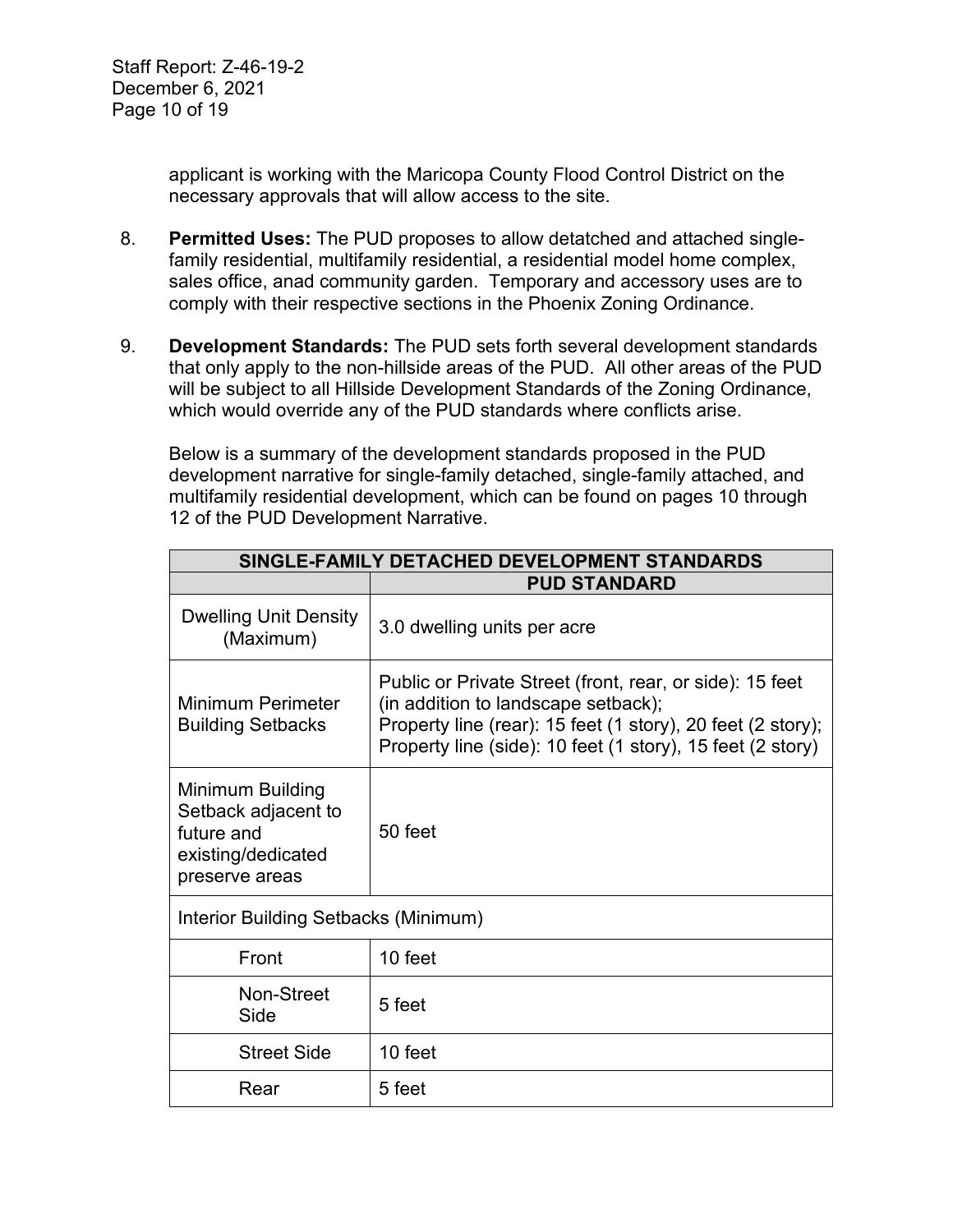applicant is working with the Maricopa County Flood Control District on the necessary approvals that will allow access to the site.

8. **Permitted Uses:** The PUD proposes to allow detatched and attached single-family residential, multifamily residential, a residential model home complex, sales office, anad community garden. Temporary and accessory uses are to comply with their respective sections in the Phoenix Zoning Ordinance.

9. **Development Standards:** The PUD sets forth several development standards that only apply to the non-hillside areas of the PUD. All other areas of the PUD will be subject to all Hillside Development Standards of the Zoning Ordinance, which would override any of the PUD standards where conflicts arise.

   Below is a summary of the development standards proposed in the PUD development narrative for single-family detached, single-family attached, and multifamily residential development, which can be found on pages 10 through 12 of the PUD Development Narrative.

| **SINGLE-FAMILY DETACHED DEVELOPMENT STANDARDS** | |
|---|---|
| | **PUD STANDARD** |
| Dwelling Unit Density (Maximum) | 3.0 dwelling units per acre |
| Minimum Perimeter Building Setbacks | Public or Private Street (front, rear, or side): 15 feet (in addition to landscape setback);<br>Property line (rear): 15 feet (1 story), 20 feet (2 story);<br>Property line (side): 10 feet (1 story), 15 feet (2 story) |
| Minimum Building Setback adjacent to future and existing/dedicated preserve areas | 50 feet |
| Interior Building Setbacks (Minimum) | |
| Front | 10 feet |
| Non-Street Side | 5 feet |
| Street Side | 10 feet |
| Rear | 5 feet |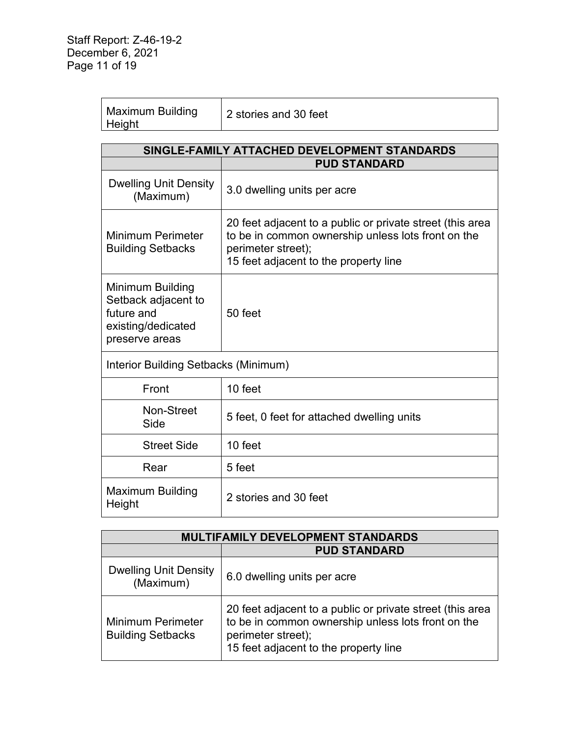| Maximum Building Height | 2 stories and 30 feet |
|---|---|

| SINGLE-FAMILY ATTACHED DEVELOPMENT STANDARDS | |
|---|---|
| | **PUD STANDARD** |
| Dwelling Unit Density (Maximum) | 3.0 dwelling units per acre |
| Minimum Perimeter Building Setbacks | 20 feet adjacent to a public or private street (this area to be in common ownership unless lots front on the perimeter street);<br>15 feet adjacent to the property line |
| Minimum Building Setback adjacent to future and existing/dedicated preserve areas | 50 feet |
| Interior Building Setbacks (Minimum) | |
| Front | 10 feet |
| Non-Street Side | 5 feet, 0 feet for attached dwelling units |
| Street Side | 10 feet |
| Rear | 5 feet |
| Maximum Building Height | 2 stories and 30 feet |

| MULTIFAMILY DEVELOPMENT STANDARDS | |
|---|---|
| | **PUD STANDARD** |
| Dwelling Unit Density (Maximum) | 6.0 dwelling units per acre |
| Minimum Perimeter Building Setbacks | 20 feet adjacent to a public or private street (this area to be in common ownership unless lots front on the perimeter street);<br>15 feet adjacent to the property line |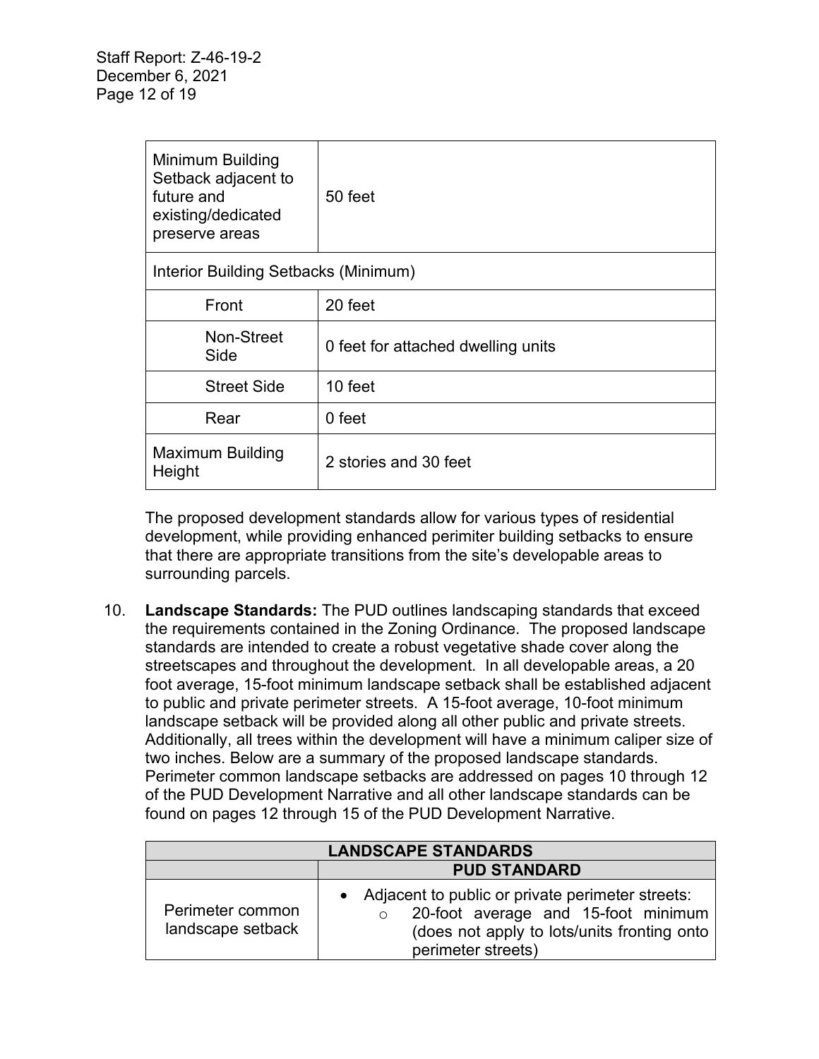| | |
|---|---|
| Minimum Building Setback adjacent to future and existing/dedicated preserve areas | 50 feet |
| Interior Building Setbacks (Minimum) | |
| Front | 20 feet |
| Non-Street Side | 0 feet for attached dwelling units |
| Street Side | 10 feet |
| Rear | 0 feet |
| Maximum Building Height | 2 stories and 30 feet |

The proposed development standards allow for various types of residential development, while providing enhanced perimiter building setbacks to ensure that there are appropriate transitions from the site's developable areas to surrounding parcels.

10. **Landscape Standards:** The PUD outlines landscaping standards that exceed the requirements contained in the Zoning Ordinance. The proposed landscape standards are intended to create a robust vegetative shade cover along the streetscapes and throughout the development. In all developable areas, a 20 foot average, 15-foot minimum landscape setback shall be established adjacent to public and private perimeter streets. A 15-foot average, 10-foot minimum landscape setback will be provided along all other public and private streets. Additionally, all trees within the development will have a minimum caliper size of two inches. Below are a summary of the proposed landscape standards. Perimeter common landscape setbacks are addressed on pages 10 through 12 of the PUD Development Narrative and all other landscape standards can be found on pages 12 through 15 of the PUD Development Narrative.

| LANDSCAPE STANDARDS | |
|---|---|
| | **PUD STANDARD** |
| Perimeter common landscape setback | • Adjacent to public or private perimeter streets:<br>○ 20-foot average and 15-foot minimum (does not apply to lots/units fronting onto perimeter streets) |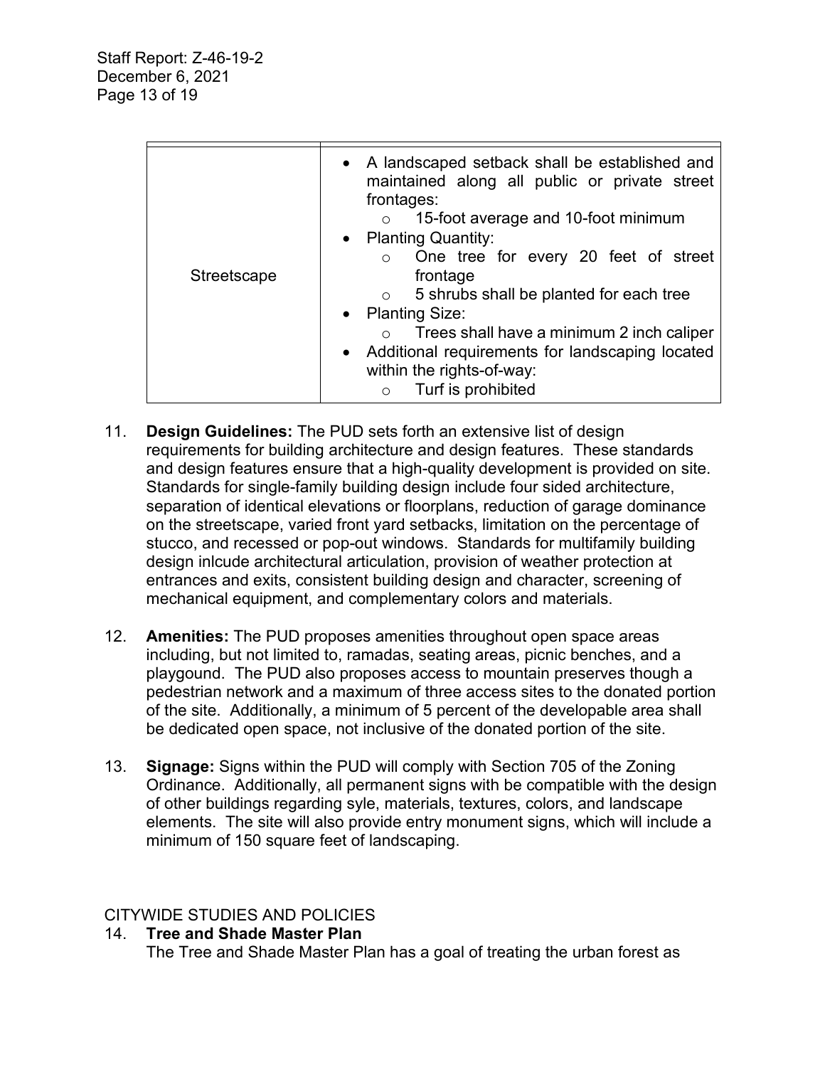| | |
|---|---|
| Streetscape | • A landscaped setback shall be established and maintained along all public or private street frontages:<br>  ○ 15-foot average and 10-foot minimum<br>• Planting Quantity:<br>  ○ One tree for every 20 feet of street frontage<br>  ○ 5 shrubs shall be planted for each tree<br>• Planting Size:<br>  ○ Trees shall have a minimum 2 inch caliper<br>• Additional requirements for landscaping located within the rights-of-way:<br>  ○ Turf is prohibited |

11. **Design Guidelines:** The PUD sets forth an extensive list of design requirements for building architecture and design features. These standards and design features ensure that a high-quality development is provided on site. Standards for single-family building design include four sided architecture, separation of identical elevations or floorplans, reduction of garage dominance on the streetscape, varied front yard setbacks, limitation on the percentage of stucco, and recessed or pop-out windows. Standards for multifamily building design inlcude architectural articulation, provision of weather protection at entrances and exits, consistent building design and character, screening of mechanical equipment, and complementary colors and materials.

12. **Amenities:** The PUD proposes amenities throughout open space areas including, but not limited to, ramadas, seating areas, picnic benches, and a playgound. The PUD also proposes access to mountain preserves though a pedestrian network and a maximum of three access sites to the donated portion of the site. Additionally, a minimum of 5 percent of the developable area shall be dedicated open space, not inclusive of the donated portion of the site.

13. **Signage:** Signs within the PUD will comply with Section 705 of the Zoning Ordinance. Additionally, all permanent signs with be compatible with the design of other buildings regarding syle, materials, textures, colors, and landscape elements. The site will also provide entry monument signs, which will include a minimum of 150 square feet of landscaping.

## CITYWIDE STUDIES AND POLICIES

14. **Tree and Shade Master Plan**
    The Tree and Shade Master Plan has a goal of treating the urban forest as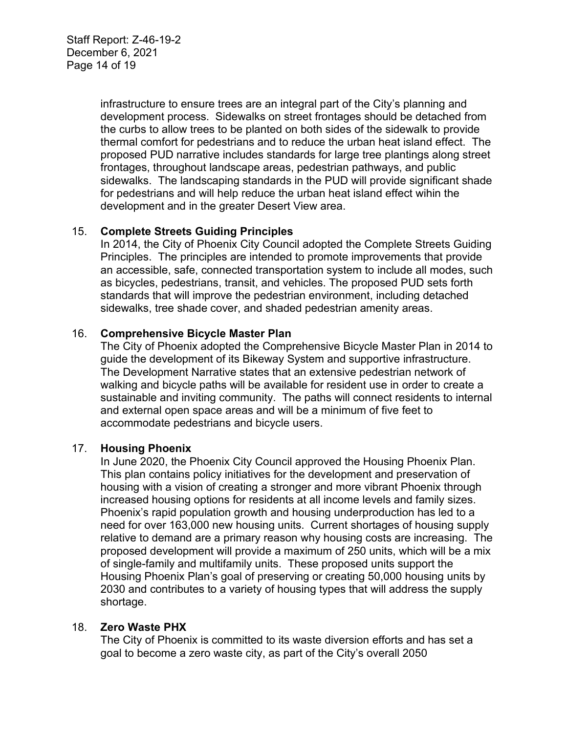infrastructure to ensure trees are an integral part of the City's planning and development process. Sidewalks on street frontages should be detached from the curbs to allow trees to be planted on both sides of the sidewalk to provide thermal comfort for pedestrians and to reduce the urban heat island effect. The proposed PUD narrative includes standards for large tree plantings along street frontages, throughout landscape areas, pedestrian pathways, and public sidewalks. The landscaping standards in the PUD will provide significant shade for pedestrians and will help reduce the urban heat island effect wihin the development and in the greater Desert View area.

15. **Complete Streets Guiding Principles**
In 2014, the City of Phoenix City Council adopted the Complete Streets Guiding Principles. The principles are intended to promote improvements that provide an accessible, safe, connected transportation system to include all modes, such as bicycles, pedestrians, transit, and vehicles. The proposed PUD sets forth standards that will improve the pedestrian environment, including detached sidewalks, tree shade cover, and shaded pedestrian amenity areas.

16. **Comprehensive Bicycle Master Plan**
The City of Phoenix adopted the Comprehensive Bicycle Master Plan in 2014 to guide the development of its Bikeway System and supportive infrastructure. The Development Narrative states that an extensive pedestrian network of walking and bicycle paths will be available for resident use in order to create a sustainable and inviting community. The paths will connect residents to internal and external open space areas and will be a minimum of five feet to accommodate pedestrians and bicycle users.

17. **Housing Phoenix**
In June 2020, the Phoenix City Council approved the Housing Phoenix Plan. This plan contains policy initiatives for the development and preservation of housing with a vision of creating a stronger and more vibrant Phoenix through increased housing options for residents at all income levels and family sizes. Phoenix's rapid population growth and housing underproduction has led to a need for over 163,000 new housing units. Current shortages of housing supply relative to demand are a primary reason why housing costs are increasing. The proposed development will provide a maximum of 250 units, which will be a mix of single-family and multifamily units. These proposed units support the Housing Phoenix Plan's goal of preserving or creating 50,000 housing units by 2030 and contributes to a variety of housing types that will address the supply shortage.

18. **Zero Waste PHX**
The City of Phoenix is committed to its waste diversion efforts and has set a goal to become a zero waste city, as part of the City's overall 2050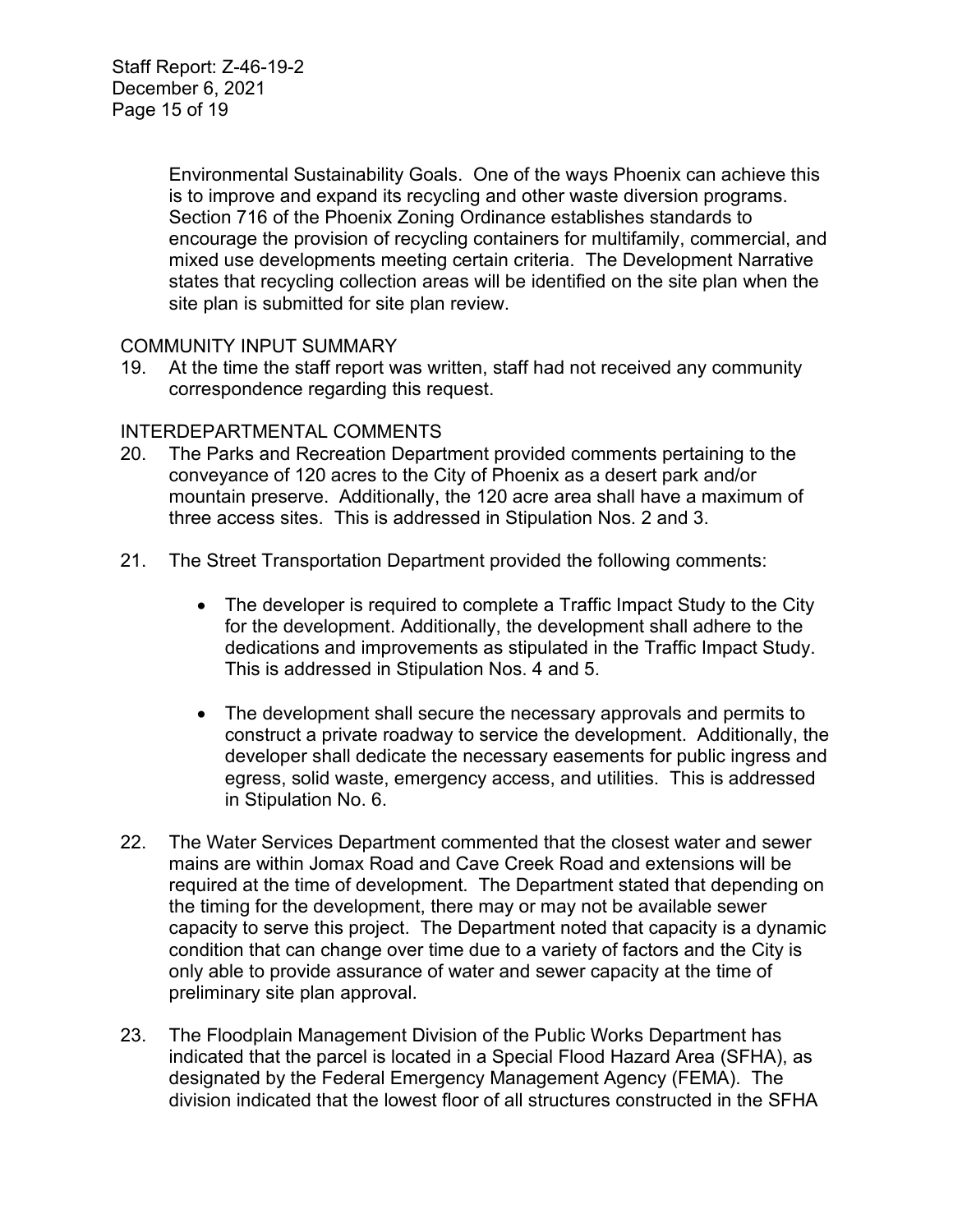Environmental Sustainability Goals. One of the ways Phoenix can achieve this is to improve and expand its recycling and other waste diversion programs. Section 716 of the Phoenix Zoning Ordinance establishes standards to encourage the provision of recycling containers for multifamily, commercial, and mixed use developments meeting certain criteria. The Development Narrative states that recycling collection areas will be identified on the site plan when the site plan is submitted for site plan review.

## COMMUNITY INPUT SUMMARY

19. At the time the staff report was written, staff had not received any community correspondence regarding this request.

## INTERDEPARTMENTAL COMMENTS

20. The Parks and Recreation Department provided comments pertaining to the conveyance of 120 acres to the City of Phoenix as a desert park and/or mountain preserve. Additionally, the 120 acre area shall have a maximum of three access sites. This is addressed in Stipulation Nos. 2 and 3.

21. The Street Transportation Department provided the following comments:

    - The developer is required to complete a Traffic Impact Study to the City for the development. Additionally, the development shall adhere to the dedications and improvements as stipulated in the Traffic Impact Study. This is addressed in Stipulation Nos. 4 and 5.

    - The development shall secure the necessary approvals and permits to construct a private roadway to service the development. Additionally, the developer shall dedicate the necessary easements for public ingress and egress, solid waste, emergency access, and utilities. This is addressed in Stipulation No. 6.

22. The Water Services Department commented that the closest water and sewer mains are within Jomax Road and Cave Creek Road and extensions will be required at the time of development. The Department stated that depending on the timing for the development, there may or may not be available sewer capacity to serve this project. The Department noted that capacity is a dynamic condition that can change over time due to a variety of factors and the City is only able to provide assurance of water and sewer capacity at the time of preliminary site plan approval.

23. The Floodplain Management Division of the Public Works Department has indicated that the parcel is located in a Special Flood Hazard Area (SFHA), as designated by the Federal Emergency Management Agency (FEMA). The division indicated that the lowest floor of all structures constructed in the SFHA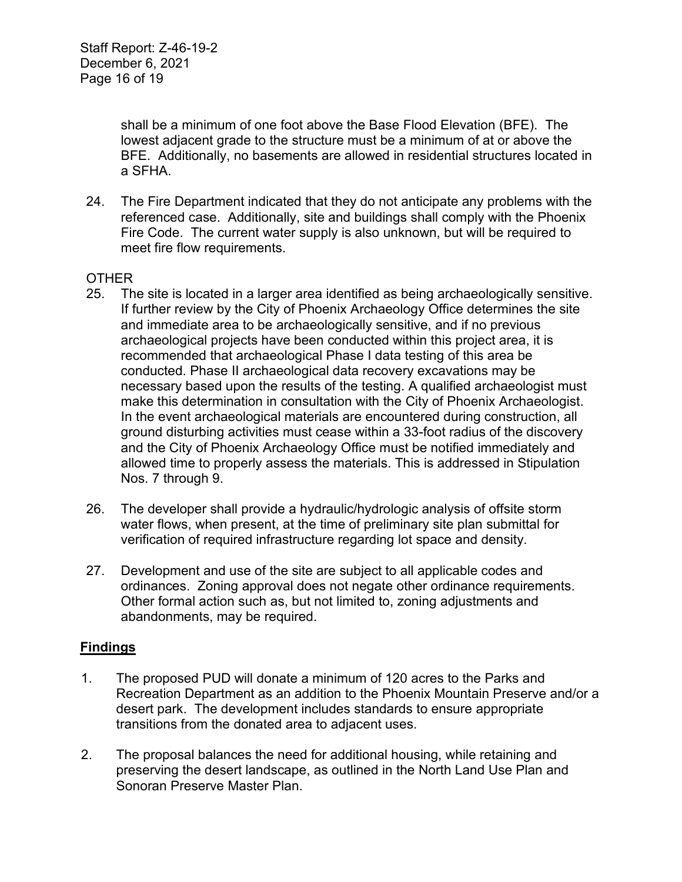shall be a minimum of one foot above the Base Flood Elevation (BFE). The lowest adjacent grade to the structure must be a minimum of at or above the BFE. Additionally, no basements are allowed in residential structures located in a SFHA.

24. The Fire Department indicated that they do not anticipate any problems with the referenced case. Additionally, site and buildings shall comply with the Phoenix Fire Code. The current water supply is also unknown, but will be required to meet fire flow requirements.

OTHER

25. The site is located in a larger area identified as being archaeologically sensitive. If further review by the City of Phoenix Archaeology Office determines the site and immediate area to be archaeologically sensitive, and if no previous archaeological projects have been conducted within this project area, it is recommended that archaeological Phase I data testing of this area be conducted. Phase II archaeological data recovery excavations may be necessary based upon the results of the testing. A qualified archaeologist must make this determination in consultation with the City of Phoenix Archaeologist. In the event archaeological materials are encountered during construction, all ground disturbing activities must cease within a 33-foot radius of the discovery and the City of Phoenix Archaeology Office must be notified immediately and allowed time to properly assess the materials. This is addressed in Stipulation Nos. 7 through 9.

26. The developer shall provide a hydraulic/hydrologic analysis of offsite storm water flows, when present, at the time of preliminary site plan submittal for verification of required infrastructure regarding lot space and density.

27. Development and use of the site are subject to all applicable codes and ordinances. Zoning approval does not negate other ordinance requirements. Other formal action such as, but not limited to, zoning adjustments and abandonments, may be required.

## Findings

1. The proposed PUD will donate a minimum of 120 acres to the Parks and Recreation Department as an addition to the Phoenix Mountain Preserve and/or a desert park. The development includes standards to ensure appropriate transitions from the donated area to adjacent uses.

2. The proposal balances the need for additional housing, while retaining and preserving the desert landscape, as outlined in the North Land Use Plan and Sonoran Preserve Master Plan.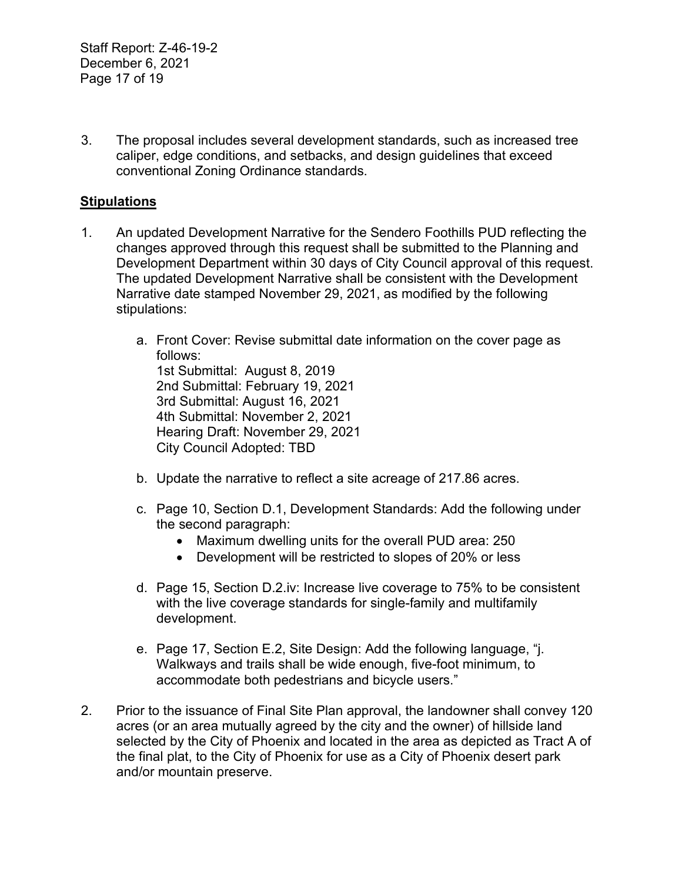3. The proposal includes several development standards, such as increased tree caliper, edge conditions, and setbacks, and design guidelines that exceed conventional Zoning Ordinance standards.

## Stipulations

1. An updated Development Narrative for the Sendero Foothills PUD reflecting the changes approved through this request shall be submitted to the Planning and Development Department within 30 days of City Council approval of this request. The updated Development Narrative shall be consistent with the Development Narrative date stamped November 29, 2021, as modified by the following stipulations:

    a. Front Cover: Revise submittal date information on the cover page as follows:
    1st Submittal: August 8, 2019
    2nd Submittal: February 19, 2021
    3rd Submittal: August 16, 2021
    4th Submittal: November 2, 2021
    Hearing Draft: November 29, 2021
    City Council Adopted: TBD

    b. Update the narrative to reflect a site acreage of 217.86 acres.

    c. Page 10, Section D.1, Development Standards: Add the following under the second paragraph:
        - Maximum dwelling units for the overall PUD area: 250
        - Development will be restricted to slopes of 20% or less

    d. Page 15, Section D.2.iv: Increase live coverage to 75% to be consistent with the live coverage standards for single-family and multifamily development.

    e. Page 17, Section E.2, Site Design: Add the following language, "j. Walkways and trails shall be wide enough, five-foot minimum, to accommodate both pedestrians and bicycle users."

2. Prior to the issuance of Final Site Plan approval, the landowner shall convey 120 acres (or an area mutually agreed by the city and the owner) of hillside land selected by the City of Phoenix and located in the area as depicted as Tract A of the final plat, to the City of Phoenix for use as a City of Phoenix desert park and/or mountain preserve.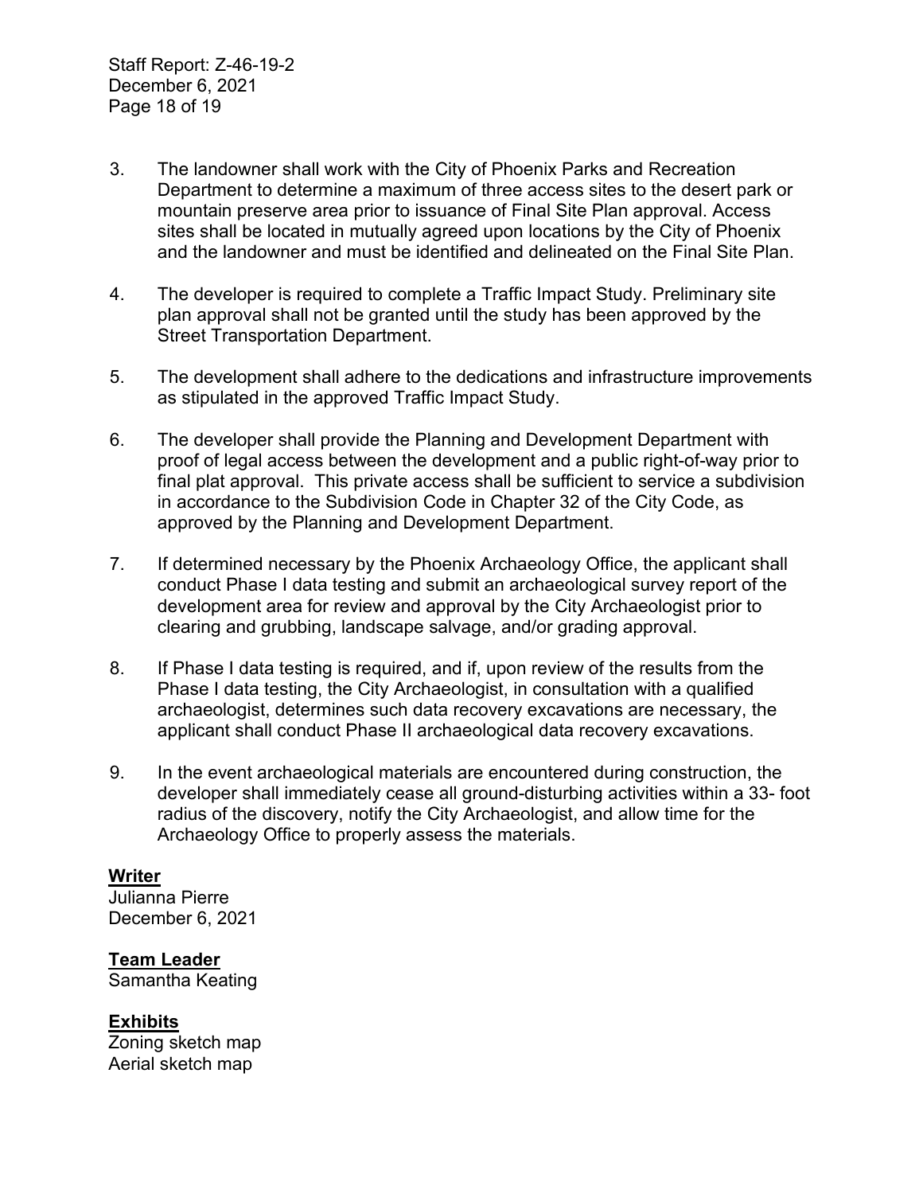3. The landowner shall work with the City of Phoenix Parks and Recreation Department to determine a maximum of three access sites to the desert park or mountain preserve area prior to issuance of Final Site Plan approval. Access sites shall be located in mutually agreed upon locations by the City of Phoenix and the landowner and must be identified and delineated on the Final Site Plan.

4. The developer is required to complete a Traffic Impact Study. Preliminary site plan approval shall not be granted until the study has been approved by the Street Transportation Department.

5. The development shall adhere to the dedications and infrastructure improvements as stipulated in the approved Traffic Impact Study.

6. The developer shall provide the Planning and Development Department with proof of legal access between the development and a public right-of-way prior to final plat approval. This private access shall be sufficient to service a subdivision in accordance to the Subdivision Code in Chapter 32 of the City Code, as approved by the Planning and Development Department.

7. If determined necessary by the Phoenix Archaeology Office, the applicant shall conduct Phase I data testing and submit an archaeological survey report of the development area for review and approval by the City Archaeologist prior to clearing and grubbing, landscape salvage, and/or grading approval.

8. If Phase I data testing is required, and if, upon review of the results from the Phase I data testing, the City Archaeologist, in consultation with a qualified archaeologist, determines such data recovery excavations are necessary, the applicant shall conduct Phase II archaeological data recovery excavations.

9. In the event archaeological materials are encountered during construction, the developer shall immediately cease all ground-disturbing activities within a 33- foot radius of the discovery, notify the City Archaeologist, and allow time for the Archaeology Office to properly assess the materials.

**Writer**
Julianna Pierre
December 6, 2021

**Team Leader**
Samantha Keating

**Exhibits**
Zoning sketch map
Aerial sketch map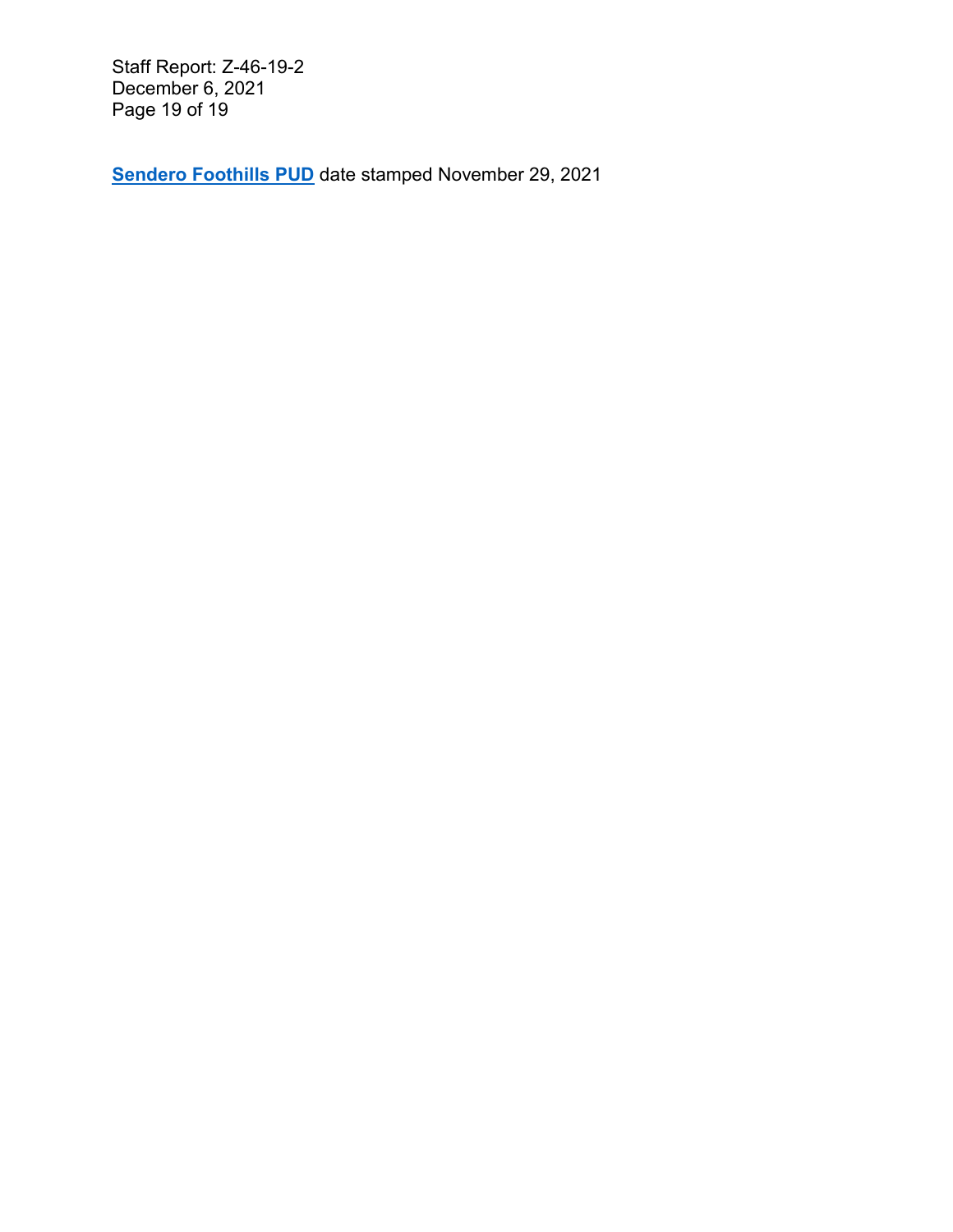**Sendero Foothills PUD** date stamped November 29, 2021